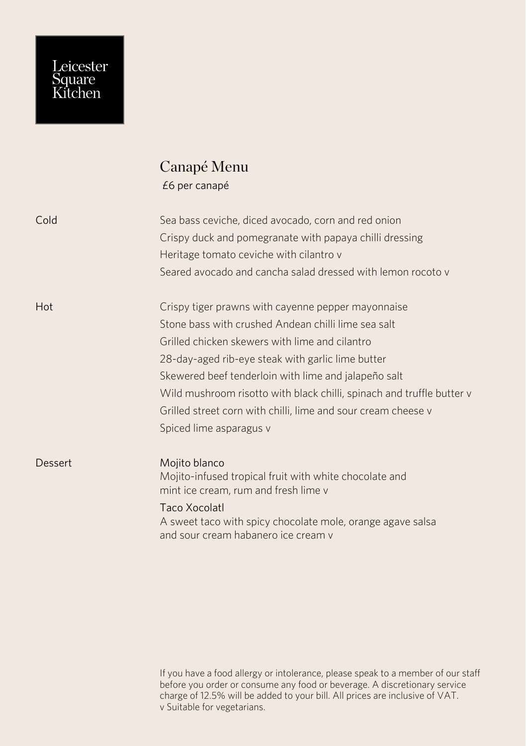Leicester Square Kitchen

# Canapé Menu

£6 per canapé

## Cold

- Sea bass ceviche, diced avocado, corn and red onion
- Crispy duck and pomegranate with papaya chilli dressing
- Heritage tomato ceviche with cilantro v
- Seared avocado and cancha salad dressed with lemon rocoto v

## Hot

- Crispy tiger prawns with cayenne pepper mayonnaise
- Stone bass with crushed Andean chilli lime sea salt
- Grilled chicken skewers with lime and cilantro
- 28-day-aged rib-eye steak with garlic lime butter
- Skewered beef tenderloin with lime and jalapeño salt
- Wild mushroom risotto with black chilli, spinach and truffle butter v
- Grilled street corn with chilli, lime and sour cream cheese v
- Spiced lime asparagus v

## Dessert

**Mojito blanco**
Mojito-infused tropical fruit with white chocolate and mint ice cream, rum and fresh lime v

**Taco Xocolatl**
A sweet taco with spicy chocolate mole, orange agave salsa and sour cream habanero ice cream v

If you have a food allergy or intolerance, please speak to a member of our staff before you order or consume any food or beverage. A discretionary service charge of 12.5% will be added to your bill. All prices are inclusive of VAT.
v Suitable for vegetarians.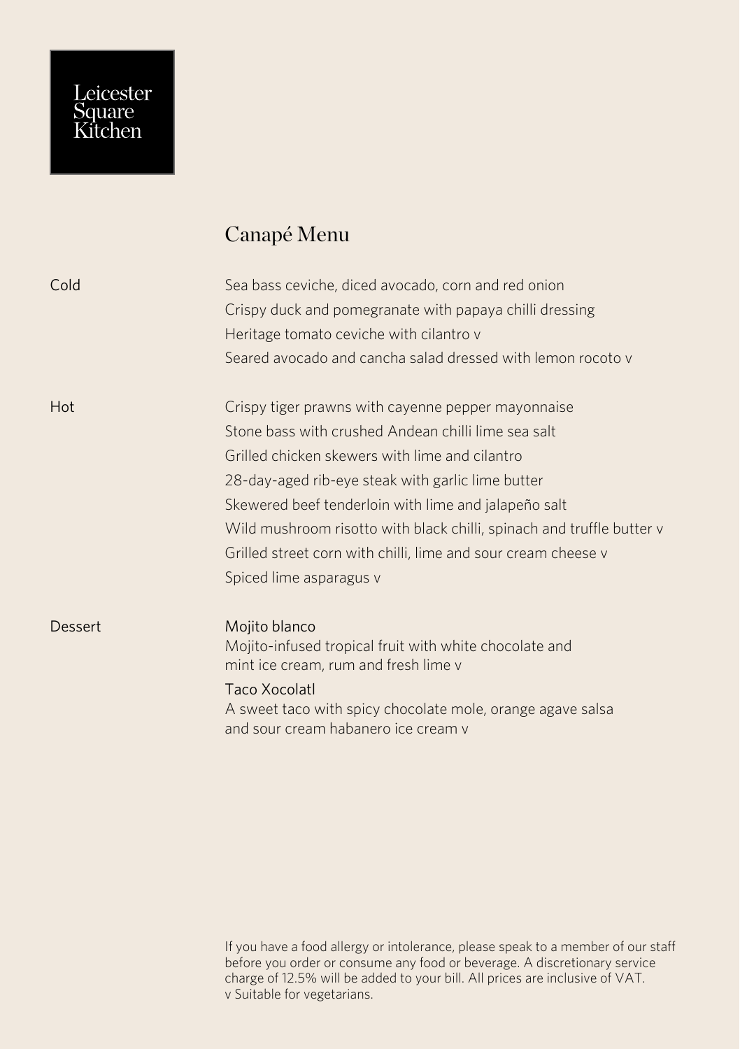Leicester Square Kitchen

# Canapé Menu

## Cold

Sea bass ceviche, diced avocado, corn and red onion

Crispy duck and pomegranate with papaya chilli dressing

Heritage tomato ceviche with cilantro v

Seared avocado and cancha salad dressed with lemon rocoto v

## Hot

Crispy tiger prawns with cayenne pepper mayonnaise

Stone bass with crushed Andean chilli lime sea salt

Grilled chicken skewers with lime and cilantro

28-day-aged rib-eye steak with garlic lime butter

Skewered beef tenderloin with lime and jalapeño salt

Wild mushroom risotto with black chilli, spinach and truffle butter v

Grilled street corn with chilli, lime and sour cream cheese v

Spiced lime asparagus v

## Dessert

Mojito blanco
Mojito-infused tropical fruit with white chocolate and mint ice cream, rum and fresh lime v

Taco Xocolatl
A sweet taco with spicy chocolate mole, orange agave salsa and sour cream habanero ice cream v

If you have a food allergy or intolerance, please speak to a member of our staff before you order or consume any food or beverage. A discretionary service charge of 12.5% will be added to your bill. All prices are inclusive of VAT.
v Suitable for vegetarians.